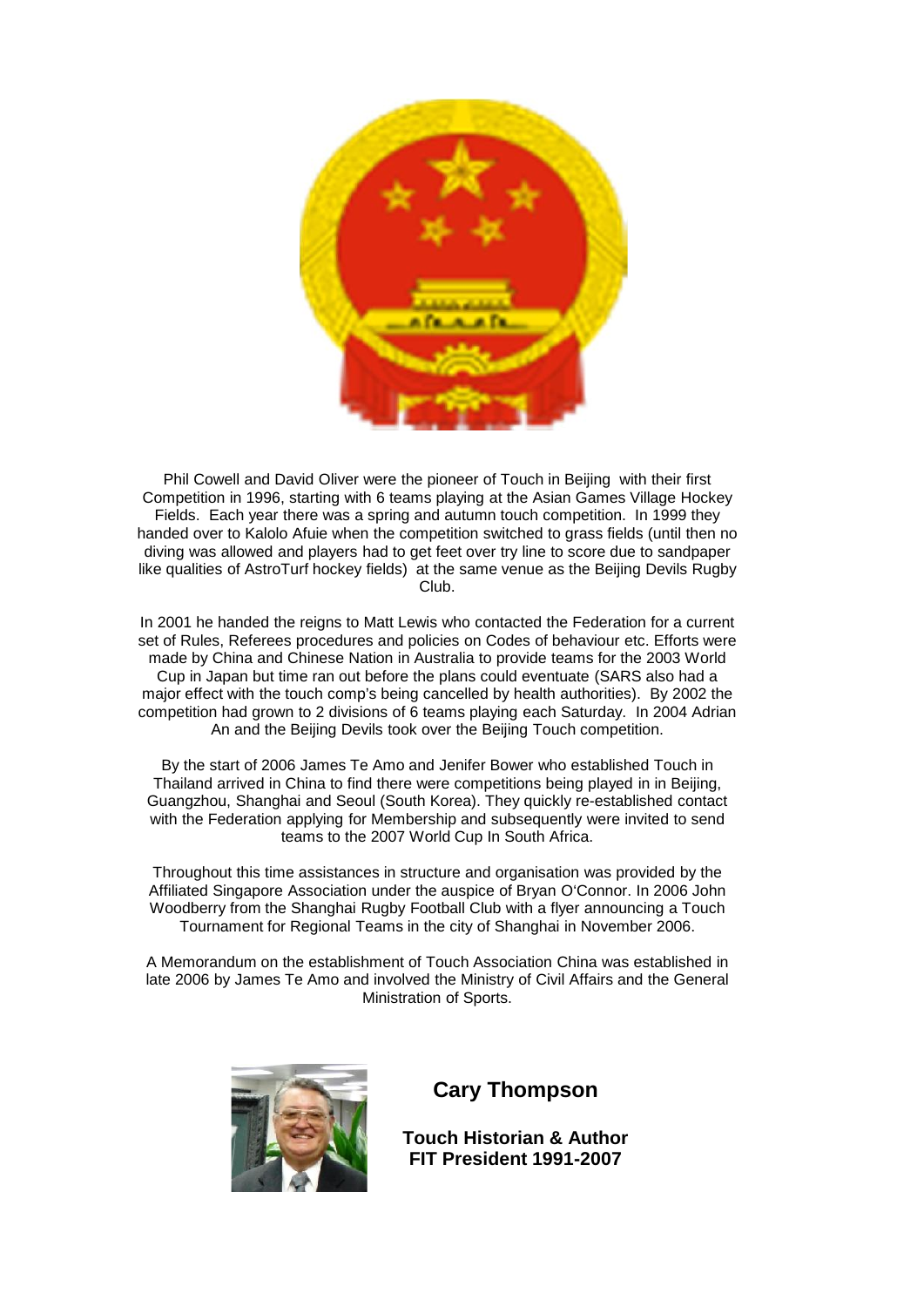Phil Cowell and David Oliver were the pioneer of Touch in Beijing with their first Competition in 1996, starting with 6 teams playing at the Asian Games Village Hockey Fields. Each year there was a spring and autumn touch competition. In 1999 they handed over to Kalolo Afuie when the competition switched to grass fields (until then no diving was allowed and players had to get feet over try line to score due to sandpaper like qualities of AstroTurf hockey fields) at the same venue as the Beijing Devils Rugby Club.

In 2001 he handed the reigns to Matt Lewis who contacted the Federation for a current set of Rules, Referees procedures and policies on Codes of behaviour etc. Efforts were made by China and Chinese Nation in Australia to provide teams for the 2003 World Cup in Japan but time ran out before the plans could eventuate (SARS also had a major effect with the touch comp's being cancelled by health authorities). By 2002 the competition had grown to 2 divisions of 6 teams playing each Saturday. In 2004 Adrian An and the Beijing Devils took over the Beijing Touch competition.

By the start of 2006 James Te Amo and Jenifer Bower who established Touch in Thailand arrived in China to find there were competitions being played in in Beijing, Guangzhou, Shanghai and Seoul (South Korea). They quickly re-established contact with the Federation applying for Membership and subsequently were invited to send teams to the 2007 World Cup In South Africa.

Throughout this time assistances in structure and organisation was provided by the Affiliated Singapore Association under the auspice of Bryan O'Connor. In 2006 John Woodberry from the Shanghai Rugby Football Club with a flyer announcing a Touch Tournament for Regional Teams in the city of Shanghai in November 2006.

A Memorandum on the establishment of Touch Association China was established in late 2006 by James Te Amo and involved the Ministry of Civil Affairs and the General Ministration of Sports.

**Cary Thompson**

**Touch Historian & Author**
**FIT President 1991-2007**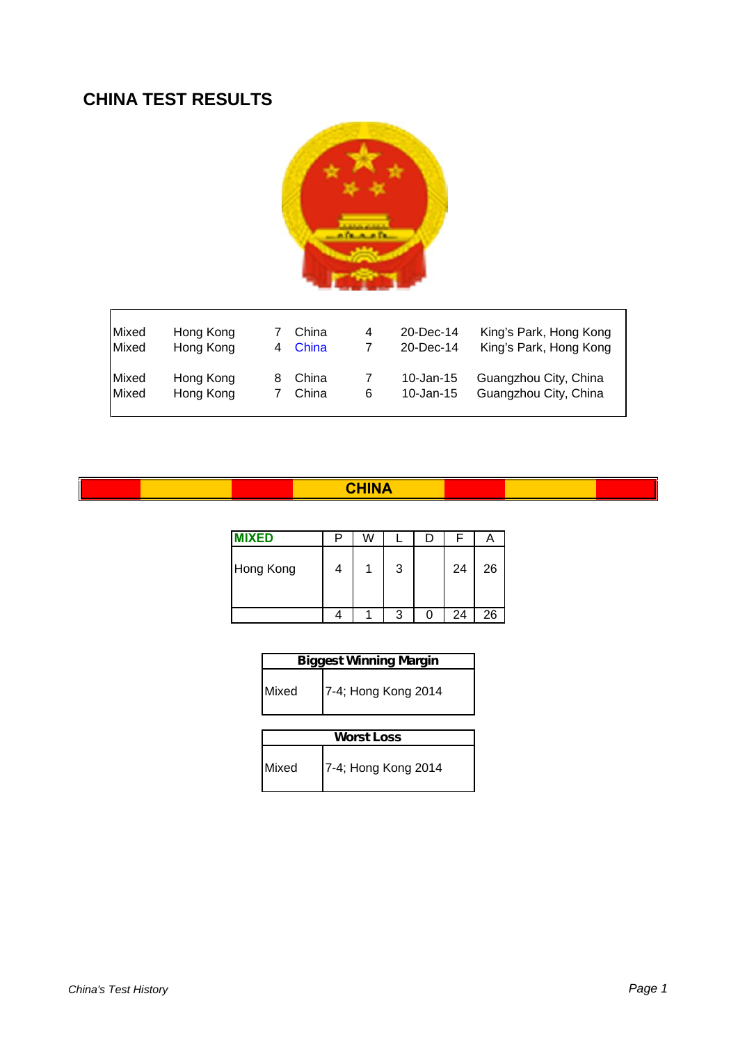# CHINA TEST RESULTS

| | | | | | | |
|---|---|---|---|---|---|---|
| Mixed | Hong Kong | 7 | China | 4 | 20-Dec-14 | King's Park, Hong Kong |
| Mixed | Hong Kong | 4 | China | 7 | 20-Dec-14 | King's Park, Hong Kong |
| Mixed | Hong Kong | 8 | China | 7 | 10-Jan-15 | Guangzhou City, China |
| Mixed | Hong Kong | 7 | China | 6 | 10-Jan-15 | Guangzhou City, China |

## CHINA

| MIXED | P | W | L | D | F | A |
|---|---|---|---|---|---|---|
| Hong Kong | 4 | 1 | 3 | | 24 | 26 |
| | 4 | 1 | 3 | 0 | 24 | 26 |

| Biggest Winning Margin | |
|---|---|
| Mixed | 7-4; Hong Kong 2014 |

| Worst Loss | |
|---|---|
| Mixed | 7-4; Hong Kong 2014 |